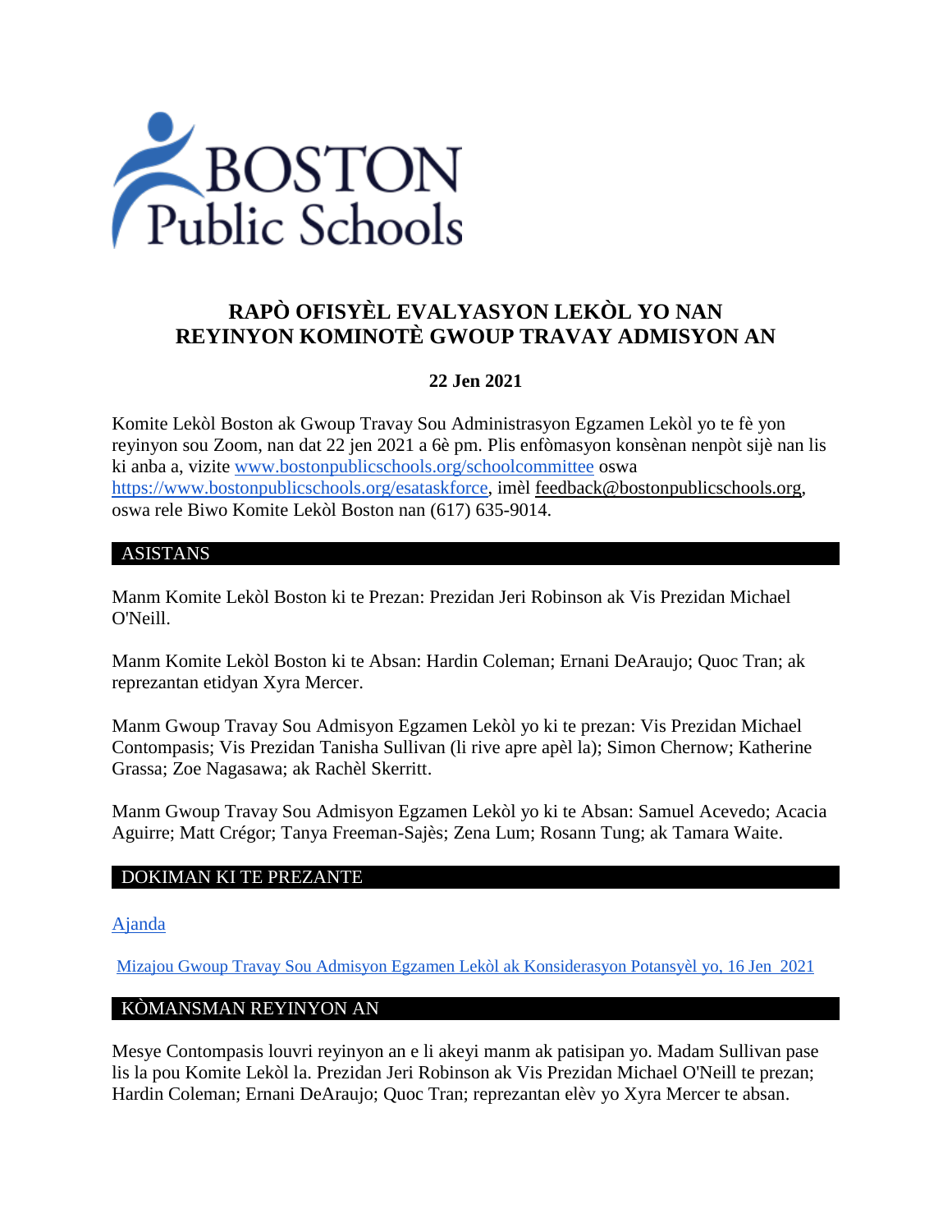# RAPÒ OFISYÈL EVALYASYON LEKÒL YO NAN REYINYON KOMINOTÈ GWOUP TRAVAY ADMISYON AN

**22 Jen 2021**

Komite Lekòl Boston ak Gwoup Travay Sou Administrasyon Egzamen Lekòl yo te fè yon reyinyon sou Zoom, nan dat 22 jen 2021 a 6è pm. Plis enfòmasyon konsènan nenpòt sijè nan lis ki anba a, vizite www.bostonpublicschools.org/schoolcommittee oswa https://www.bostonpublicschools.org/esataskforce, imèl feedback@bostonpublicschools.org, oswa rele Biwo Komite Lekòl Boston nan (617) 635-9014.

## ASISTANS

Manm Komite Lekòl Boston ki te Prezan: Prezidan Jeri Robinson ak Vis Prezidan Michael O'Neill.

Manm Komite Lekòl Boston ki te Absan: Hardin Coleman; Ernani DeAraujo; Quoc Tran; ak reprezantan etidyan Xyra Mercer.

Manm Gwoup Travay Sou Admisyon Egzamen Lekòl yo ki te prezan: Vis Prezidan Michael Contompasis; Vis Prezidan Tanisha Sullivan (li rive apre apèl la); Simon Chernow; Katherine Grassa; Zoe Nagasawa; ak Rachèl Skerritt.

Manm Gwoup Travay Sou Admisyon Egzamen Lekòl yo ki te Absan: Samuel Acevedo; Acacia Aguirre; Matt Crégor; Tanya Freeman-Sajès; Zena Lum; Rosann Tung; ak Tamara Waite.

## DOKIMAN KI TE PREZANTE

Ajanda

Mizajou Gwoup Travay Sou Admisyon Egzamen Lekòl ak Konsiderasyon Potansyèl yo, 16 Jen 2021

## KÒMANSMAN REYINYON AN

Mesye Contompasis louvri reyinyon an e li akeyi manm ak patisipan yo. Madam Sullivan pase lis la pou Komite Lekòl la. Prezidan Jeri Robinson ak Vis Prezidan Michael O'Neill te prezan; Hardin Coleman; Ernani DeAraujo; Quoc Tran; reprezantan elèv yo Xyra Mercer te absan.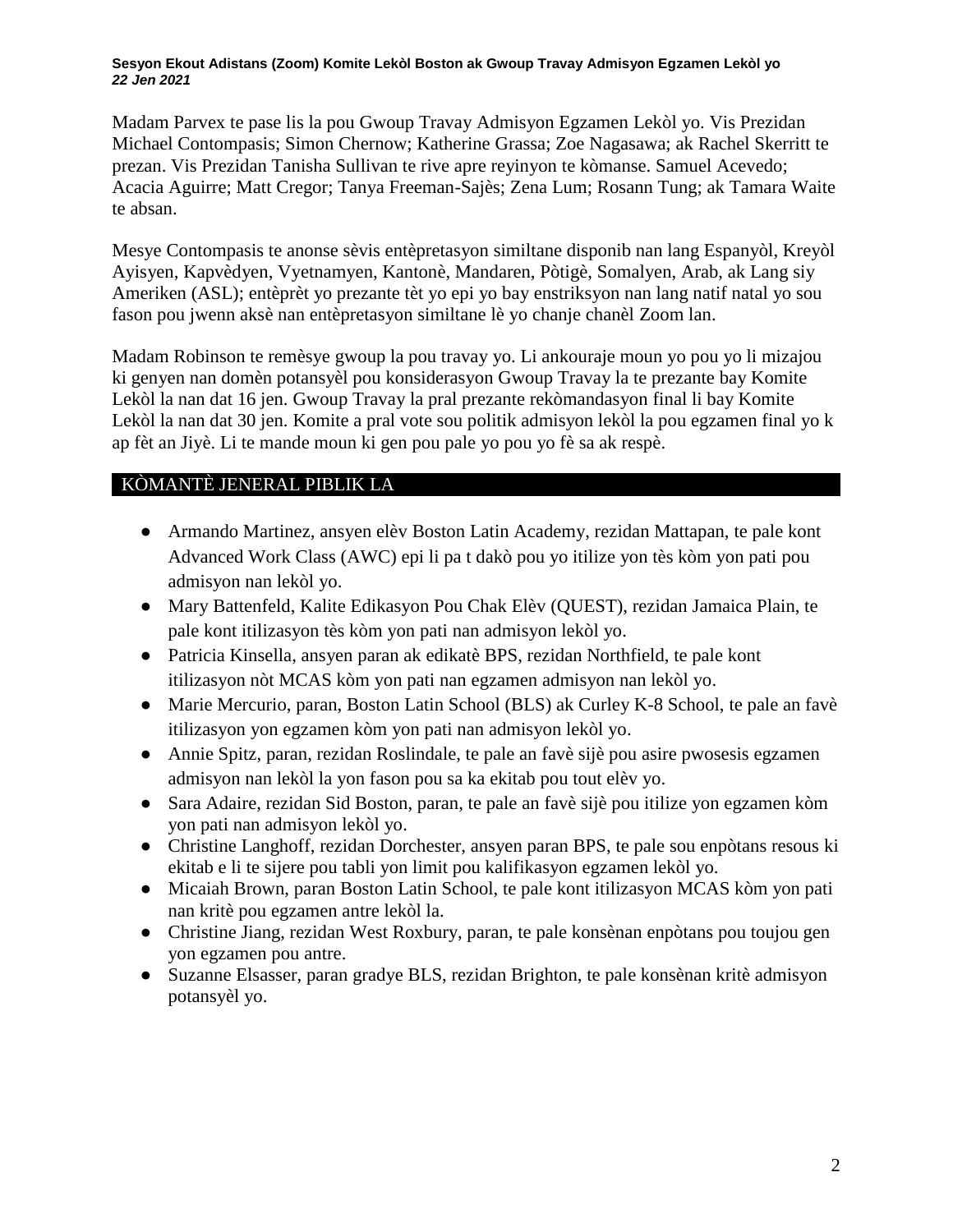Madam Parvex te pase lis la pou Gwoup Travay Admisyon Egzamen Lekòl yo. Vis Prezidan Michael Contompasis; Simon Chernow; Katherine Grassa; Zoe Nagasawa; ak Rachel Skerritt te prezan. Vis Prezidan Tanisha Sullivan te rive apre reyinyon te kòmanse. Samuel Acevedo; Acacia Aguirre; Matt Cregor; Tanya Freeman-Sajès; Zena Lum; Rosann Tung; ak Tamara Waite te absan.

Mesye Contompasis te anonse sèvis entèpretasyon similtane disponib nan lang Espanyòl, Kreyòl Ayisyen, Kapvèdyen, Vyetnamyen, Kantonè, Mandaren, Pòtigè, Somalyen, Arab, ak Lang siy Ameriken (ASL); entèprèt yo prezante tèt yo epi yo bay enstriksyon nan lang natif natal yo sou fason pou jwenn aksè nan entèpretasyon similtane lè yo chanje chanèl Zoom lan.

Madam Robinson te remèsye gwoup la pou travay yo. Li ankouraje moun yo pou yo li mizajou ki genyen nan domèn potansyèl pou konsiderasyon Gwoup Travay la te prezante bay Komite Lekòl la nan dat 16 jen. Gwoup Travay la pral prezante rekòmandasyon final li bay Komite Lekòl la nan dat 30 jen. Komite a pral vote sou politik admisyon lekòl la pou egzamen final yo k ap fèt an Jiyè. Li te mande moun ki gen pou pale yo pou yo fè sa ak respè.

## KÒMANTÈ JENERAL PIBLIK LA

- Armando Martinez, ansyen elèv Boston Latin Academy, rezidan Mattapan, te pale kont Advanced Work Class (AWC) epi li pa t dakò pou yo itilize yon tès kòm yon pati pou admisyon nan lekòl yo.
- Mary Battenfeld, Kalite Edikasyon Pou Chak Elèv (QUEST), rezidan Jamaica Plain, te pale kont itilizasyon tès kòm yon pati nan admisyon lekòl yo.
- Patricia Kinsella, ansyen paran ak edikatè BPS, rezidan Northfield, te pale kont itilizasyon nòt MCAS kòm yon pati nan egzamen admisyon nan lekòl yo.
- Marie Mercurio, paran, Boston Latin School (BLS) ak Curley K-8 School, te pale an favè itilizasyon yon egzamen kòm yon pati nan admisyon lekòl yo.
- Annie Spitz, paran, rezidan Roslindale, te pale an favè sijè pou asire pwosesis egzamen admisyon nan lekòl la yon fason pou sa ka ekitab pou tout elèv yo.
- Sara Adaire, rezidan Sid Boston, paran, te pale an favè sijè pou itilize yon egzamen kòm yon pati nan admisyon lekòl yo.
- Christine Langhoff, rezidan Dorchester, ansyen paran BPS, te pale sou enpòtans resous ki ekitab e li te sijere pou tabli yon limit pou kalifikasyon egzamen lekòl yo.
- Micaiah Brown, paran Boston Latin School, te pale kont itilizasyon MCAS kòm yon pati nan kritè pou egzamen antre lekòl la.
- Christine Jiang, rezidan West Roxbury, paran, te pale konsènan enpòtans pou toujou gen yon egzamen pou antre.
- Suzanne Elsasser, paran gradye BLS, rezidan Brighton, te pale konsènan kritè admisyon potansyèl yo.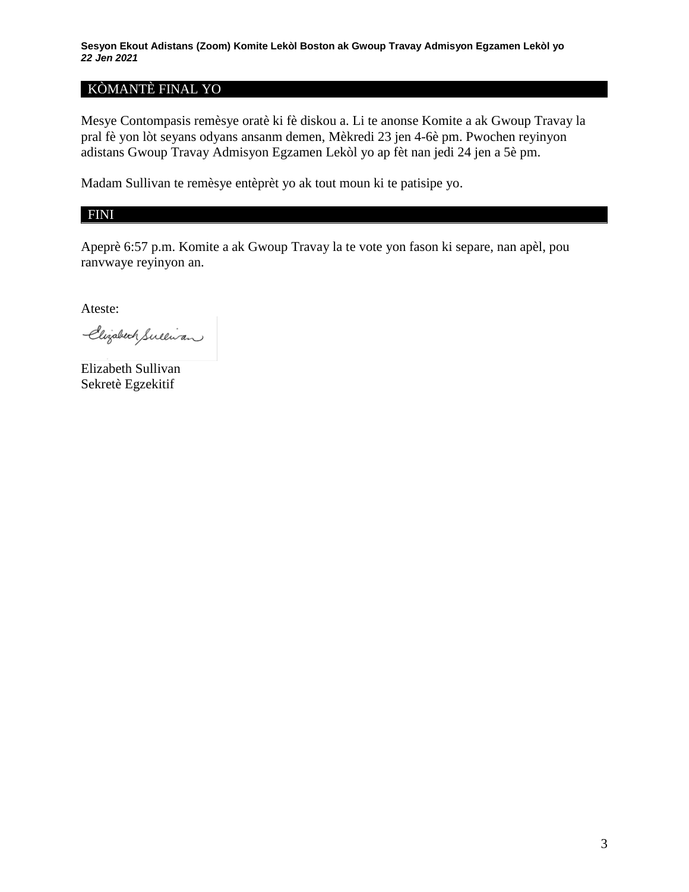## KÒMANTÈ FINAL YO

Mesye Contompasis remèsye oratè ki fè diskou a. Li te anonse Komite a ak Gwoup Travay la pral fè yon lòt seyans odyans ansanm demen, Mèkredi 23 jen 4-6è pm. Pwochen reyinyon adistans Gwoup Travay Admisyon Egzamen Lekòl yo ap fèt nan jedi 24 jen a 5è pm.

Madam Sullivan te remèsye entèprèt yo ak tout moun ki te patisipe yo.

## FINI

Apeprè 6:57 p.m. Komite a ak Gwoup Travay la te vote yon fason ki separe, nan apèl, pou ranvwaye reyinyon an.

Ateste:

Elizabeth Sullivan
Sekretè Egzekitif